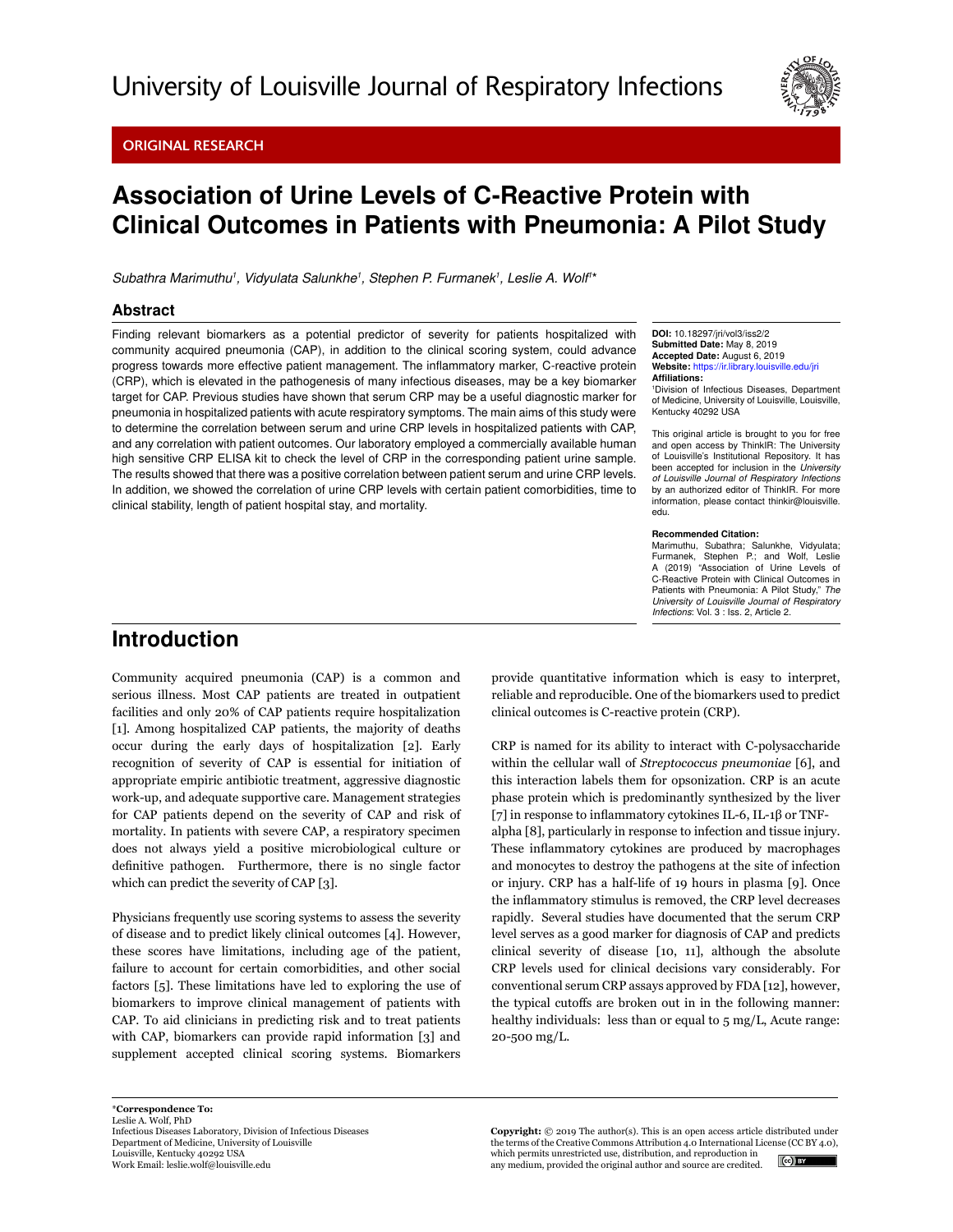# Association of Urine Levels of C-Reactive Protein with Clinical Outcomes in Patients with Pneumonia: A Pilot Study

*Subathra Marimuthu[1], Vidyulata Salunkhe[1], Stephen P. Furmanek[1], Leslie A. Wolf[1]\**

## Abstract

Finding relevant biomarkers as a potential predictor of severity for patients hospitalized with community acquired pneumonia (CAP), in addition to the clinical scoring system, could advance progress towards more effective patient management. The inflammatory marker, C-reactive protein (CRP), which is elevated in the pathogenesis of many infectious diseases, may be a key biomarker target for CAP. Previous studies have shown that serum CRP may be a useful diagnostic marker for pneumonia in hospitalized patients with acute respiratory symptoms. The main aims of this study were to determine the correlation between serum and urine CRP levels in hospitalized patients with CAP, and any correlation with patient outcomes. Our laboratory employed a commercially available human high sensitive CRP ELISA kit to check the level of CRP in the corresponding patient urine sample. The results showed that there was a positive correlation between patient serum and urine CRP levels. In addition, we showed the correlation of urine CRP levels with certain patient comorbidities, time to clinical stability, length of patient hospital stay, and mortality.

**DOI:** 10.18297/jri/vol3/iss2/2
**Submitted Date:** May 8, 2019
**Accepted Date:** August 6, 2019
**Website:** https://ir.library.louisville.edu/jri
**Affiliations:**
[1]Division of Infectious Diseases, Department of Medicine, University of Louisville, Louisville, Kentucky 40292 USA

This original article is brought to you for free and open access by ThinkIR: The University of Louisville's Institutional Repository. It has been accepted for inclusion in the *University of Louisville Journal of Respiratory Infections* by an authorized editor of ThinkIR. For more information, please contact thinkir@louisville.edu.

**Recommended Citation:**
Marimuthu, Subathra; Salunkhe, Vidyulata; Furmanek, Stephen P.; and Wolf, Leslie A (2019) "Association of Urine Levels of C-Reactive Protein with Clinical Outcomes in Patients with Pneumonia: A Pilot Study," *The University of Louisville Journal of Respiratory Infections*: Vol. 3 : Iss. 2, Article 2.

## Introduction

Community acquired pneumonia (CAP) is a common and serious illness. Most CAP patients are treated in outpatient facilities and only 20% of CAP patients require hospitalization [1]. Among hospitalized CAP patients, the majority of deaths occur during the early days of hospitalization [2]. Early recognition of severity of CAP is essential for initiation of appropriate empiric antibiotic treatment, aggressive diagnostic work-up, and adequate supportive care. Management strategies for CAP patients depend on the severity of CAP and risk of mortality. In patients with severe CAP, a respiratory specimen does not always yield a positive microbiological culture or definitive pathogen. Furthermore, there is no single factor which can predict the severity of CAP [3].

Physicians frequently use scoring systems to assess the severity of disease and to predict likely clinical outcomes [4]. However, these scores have limitations, including age of the patient, failure to account for certain comorbidities, and other social factors [5]. These limitations have led to exploring the use of biomarkers to improve clinical management of patients with CAP. To aid clinicians in predicting risk and to treat patients with CAP, biomarkers can provide rapid information [3] and supplement accepted clinical scoring systems. Biomarkers provide quantitative information which is easy to interpret, reliable and reproducible. One of the biomarkers used to predict clinical outcomes is C-reactive protein (CRP).

CRP is named for its ability to interact with C-polysaccharide within the cellular wall of *Streptococcus pneumoniae* [6], and this interaction labels them for opsonization. CRP is an acute phase protein which is predominantly synthesized by the liver [7] in response to inflammatory cytokines IL-6, IL-1β or TNF-alpha [8], particularly in response to infection and tissue injury. These inflammatory cytokines are produced by macrophages and monocytes to destroy the pathogens at the site of infection or injury. CRP has a half-life of 19 hours in plasma [9]. Once the inflammatory stimulus is removed, the CRP level decreases rapidly. Several studies have documented that the serum CRP level serves as a good marker for diagnosis of CAP and predicts clinical severity of disease [10, 11], although the absolute CRP levels used for clinical decisions vary considerably. For conventional serum CRP assays approved by FDA [12], however, the typical cutoffs are broken out in in the following manner: healthy individuals: less than or equal to 5 mg/L, Acute range: 20-500 mg/L.

\***Correspondence To:**
Leslie A. Wolf, PhD
Infectious Diseases Laboratory, Division of Infectious Diseases
Department of Medicine, University of Louisville
Louisville, Kentucky 40292 USA
Work Email: leslie.wolf@louisville.edu

**Copyright:** © 2019 The author(s). This is an open access article distributed under the terms of the Creative Commons Attribution 4.0 International License (CC BY 4.0), which permits unrestricted use, distribution, and reproduction in any medium, provided the original author and source are credited.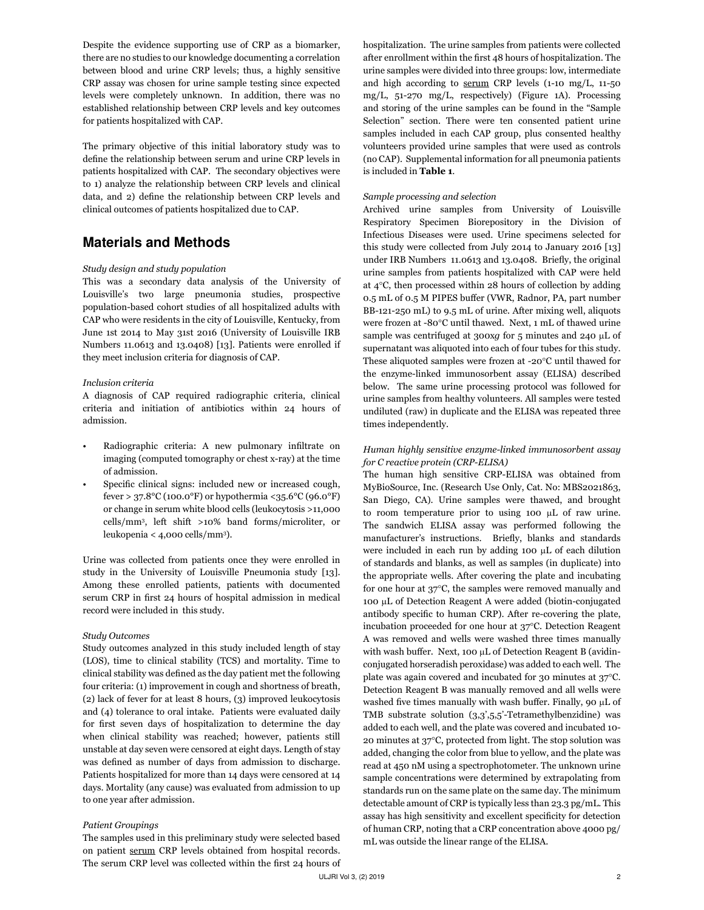Despite the evidence supporting use of CRP as a biomarker, there are no studies to our knowledge documenting a correlation between blood and urine CRP levels; thus, a highly sensitive CRP assay was chosen for urine sample testing since expected levels were completely unknown. In addition, there was no established relationship between CRP levels and key outcomes for patients hospitalized with CAP.

The primary objective of this initial laboratory study was to define the relationship between serum and urine CRP levels in patients hospitalized with CAP. The secondary objectives were to 1) analyze the relationship between CRP levels and clinical data, and 2) define the relationship between CRP levels and clinical outcomes of patients hospitalized due to CAP.

## Materials and Methods

*Study design and study population*

This was a secondary data analysis of the University of Louisville's two large pneumonia studies, prospective population-based cohort studies of all hospitalized adults with CAP who were residents in the city of Louisville, Kentucky, from June 1st 2014 to May 31st 2016 (University of Louisville IRB Numbers 11.0613 and 13.0408) [13]. Patients were enrolled if they meet inclusion criteria for diagnosis of CAP.

*Inclusion criteria*

A diagnosis of CAP required radiographic criteria, clinical criteria and initiation of antibiotics within 24 hours of admission.

- Radiographic criteria: A new pulmonary infiltrate on imaging (computed tomography or chest x-ray) at the time of admission.
- Specific clinical signs: included new or increased cough, fever > 37.8°C (100.0°F) or hypothermia <35.6°C (96.0°F) or change in serum white blood cells (leukocytosis >11,000 cells/mm$^3$, left shift >10% band forms/microliter, or leukopenia < 4,000 cells/mm$^3$).

Urine was collected from patients once they were enrolled in study in the University of Louisville Pneumonia study [13]. Among these enrolled patients, patients with documented serum CRP in first 24 hours of hospital admission in medical record were included in this study.

*Study Outcomes*

Study outcomes analyzed in this study included length of stay (LOS), time to clinical stability (TCS) and mortality. Time to clinical stability was defined as the day patient met the following four criteria: (1) improvement in cough and shortness of breath, (2) lack of fever for at least 8 hours, (3) improved leukocytosis and (4) tolerance to oral intake. Patients were evaluated daily for first seven days of hospitalization to determine the day when clinical stability was reached; however, patients still unstable at day seven were censored at eight days. Length of stay was defined as number of days from admission to discharge. Patients hospitalized for more than 14 days were censored at 14 days. Mortality (any cause) was evaluated from admission to up to one year after admission.

*Patient Groupings*

The samples used in this preliminary study were selected based on patient serum CRP levels obtained from hospital records. The serum CRP level was collected within the first 24 hours of hospitalization. The urine samples from patients were collected after enrollment within the first 48 hours of hospitalization. The urine samples were divided into three groups: low, intermediate and high according to serum CRP levels (1-10 mg/L, 11-50 mg/L, 51-270 mg/L, respectively) (Figure 1A). Processing and storing of the urine samples can be found in the "Sample Selection" section. There were ten consented patient urine samples included in each CAP group, plus consented healthy volunteers provided urine samples that were used as controls (no CAP). Supplemental information for all pneumonia patients is included in **Table 1**.

*Sample processing and selection*

Archived urine samples from University of Louisville Respiratory Specimen Biorepository in the Division of Infectious Diseases were used. Urine specimens selected for this study were collected from July 2014 to January 2016 [13] under IRB Numbers 11.0613 and 13.0408. Briefly, the original urine samples from patients hospitalized with CAP were held at 4°C, then processed within 28 hours of collection by adding 0.5 mL of 0.5 M PIPES buffer (VWR, Radnor, PA, part number BB-121-250 mL) to 9.5 mL of urine. After mixing well, aliquots were frozen at -80°C until thawed. Next, 1 mL of thawed urine sample was centrifuged at 300x*g* for 5 minutes and 240 μL of supernatant was aliquoted into each of four tubes for this study. These aliquoted samples were frozen at -20°C until thawed for the enzyme-linked immunosorbent assay (ELISA) described below. The same urine processing protocol was followed for urine samples from healthy volunteers. All samples were tested undiluted (raw) in duplicate and the ELISA was repeated three times independently.

*Human highly sensitive enzyme-linked immunosorbent assay for C reactive protein (CRP-ELISA)*

The human high sensitive CRP-ELISA was obtained from MyBioSource, Inc. (Research Use Only, Cat. No: MBS2021863, San Diego, CA). Urine samples were thawed, and brought to room temperature prior to using 100 μL of raw urine. The sandwich ELISA assay was performed following the manufacturer's instructions. Briefly, blanks and standards were included in each run by adding 100 μL of each dilution of standards and blanks, as well as samples (in duplicate) into the appropriate wells. After covering the plate and incubating for one hour at 37°C, the samples were removed manually and 100 μL of Detection Reagent A were added (biotin-conjugated antibody specific to human CRP). After re-covering the plate, incubation proceeded for one hour at 37°C. Detection Reagent A was removed and wells were washed three times manually with wash buffer. Next, 100 μL of Detection Reagent B (avidin-conjugated horseradish peroxidase) was added to each well. The plate was again covered and incubated for 30 minutes at 37°C. Detection Reagent B was manually removed and all wells were washed five times manually with wash buffer. Finally, 90 μL of TMB substrate solution (3,3',5,5'-Tetramethylbenzidine) was added to each well, and the plate was covered and incubated 10-20 minutes at 37°C, protected from light. The stop solution was added, changing the color from blue to yellow, and the plate was read at 450 nM using a spectrophotometer. The unknown urine sample concentrations were determined by extrapolating from standards run on the same plate on the same day. The minimum detectable amount of CRP is typically less than 23.3 pg/mL. This assay has high sensitivity and excellent specificity for detection of human CRP, noting that a CRP concentration above 4000 pg/mL was outside the linear range of the ELISA.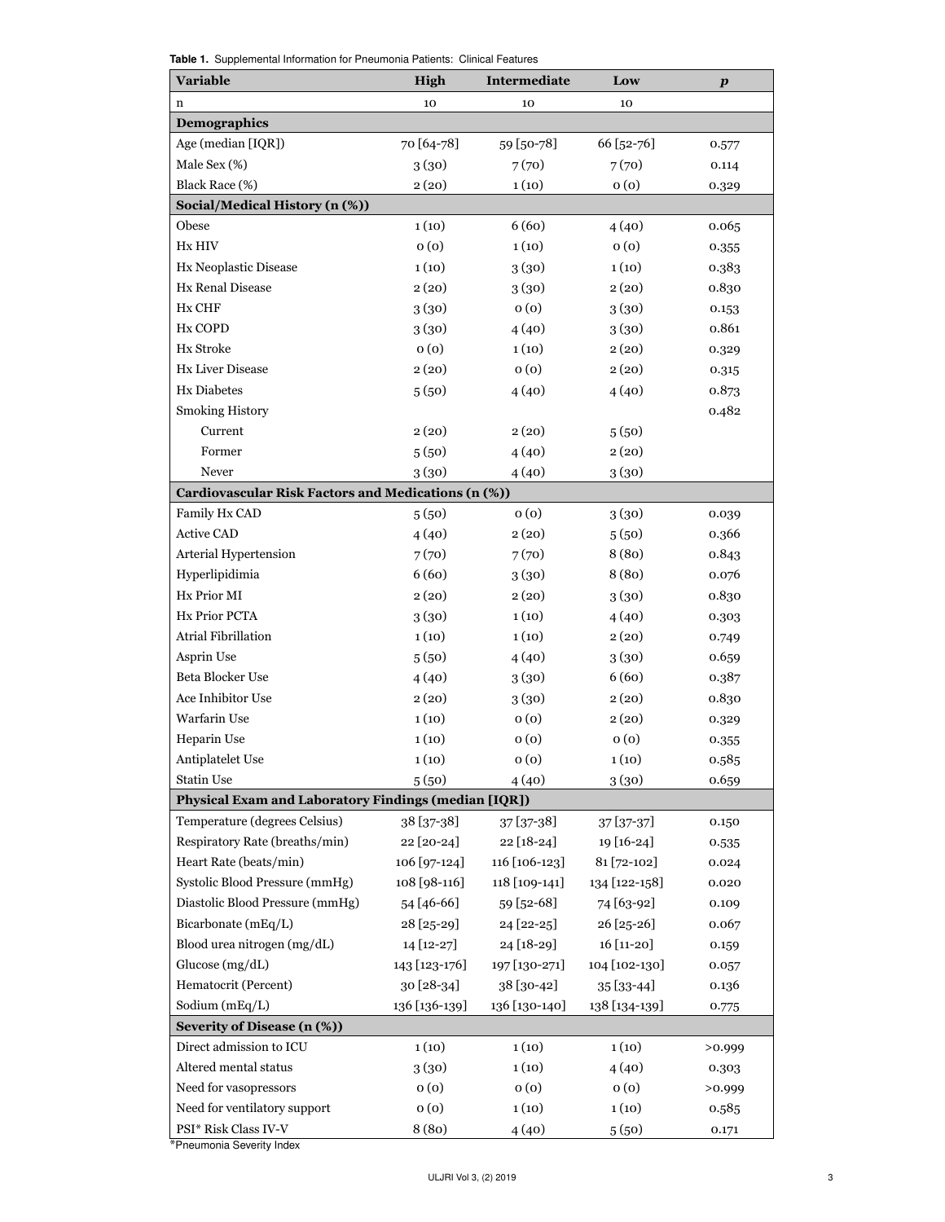**Table 1.** Supplemental Information for Pneumonia Patients: Clinical Features

| Variable | High | Intermediate | Low | *p* |
|---|---|---|---|---|
| n | 10 | 10 | 10 | |
| **Demographics** | | | | |
| Age (median [IQR]) | 70 [64-78] | 59 [50-78] | 66 [52-76] | 0.577 |
| Male Sex (%) | 3 (30) | 7 (70) | 7 (70) | 0.114 |
| Black Race (%) | 2 (20) | 1 (10) | 0 (0) | 0.329 |
| **Social/Medical History (n (%))** | | | | |
| Obese | 1 (10) | 6 (60) | 4 (40) | 0.065 |
| Hx HIV | 0 (0) | 1 (10) | 0 (0) | 0.355 |
| Hx Neoplastic Disease | 1 (10) | 3 (30) | 1 (10) | 0.383 |
| Hx Renal Disease | 2 (20) | 3 (30) | 2 (20) | 0.830 |
| Hx CHF | 3 (30) | 0 (0) | 3 (30) | 0.153 |
| Hx COPD | 3 (30) | 4 (40) | 3 (30) | 0.861 |
| Hx Stroke | 0 (0) | 1 (10) | 2 (20) | 0.329 |
| Hx Liver Disease | 2 (20) | 0 (0) | 2 (20) | 0.315 |
| Hx Diabetes | 5 (50) | 4 (40) | 4 (40) | 0.873 |
| Smoking History | | | | 0.482 |
| Current | 2 (20) | 2 (20) | 5 (50) | |
| Former | 5 (50) | 4 (40) | 2 (20) | |
| Never | 3 (30) | 4 (40) | 3 (30) | |
| **Cardiovascular Risk Factors and Medications (n (%))** | | | | |
| Family Hx CAD | 5 (50) | 0 (0) | 3 (30) | 0.039 |
| Active CAD | 4 (40) | 2 (20) | 5 (50) | 0.366 |
| Arterial Hypertension | 7 (70) | 7 (70) | 8 (80) | 0.843 |
| Hyperlipidimia | 6 (60) | 3 (30) | 8 (80) | 0.076 |
| Hx Prior MI | 2 (20) | 2 (20) | 3 (30) | 0.830 |
| Hx Prior PCTA | 3 (30) | 1 (10) | 4 (40) | 0.303 |
| Atrial Fibrillation | 1 (10) | 1 (10) | 2 (20) | 0.749 |
| Asprin Use | 5 (50) | 4 (40) | 3 (30) | 0.659 |
| Beta Blocker Use | 4 (40) | 3 (30) | 6 (60) | 0.387 |
| Ace Inhibitor Use | 2 (20) | 3 (30) | 2 (20) | 0.830 |
| Warfarin Use | 1 (10) | 0 (0) | 2 (20) | 0.329 |
| Heparin Use | 1 (10) | 0 (0) | 0 (0) | 0.355 |
| Antiplatelet Use | 1 (10) | 0 (0) | 1 (10) | 0.585 |
| Statin Use | 5 (50) | 4 (40) | 3 (30) | 0.659 |
| **Physical Exam and Laboratory Findings (median [IQR])** | | | | |
| Temperature (degrees Celsius) | 38 [37-38] | 37 [37-38] | 37 [37-37] | 0.150 |
| Respiratory Rate (breaths/min) | 22 [20-24] | 22 [18-24] | 19 [16-24] | 0.535 |
| Heart Rate (beats/min) | 106 [97-124] | 116 [106-123] | 81 [72-102] | 0.024 |
| Systolic Blood Pressure (mmHg) | 108 [98-116] | 118 [109-141] | 134 [122-158] | 0.020 |
| Diastolic Blood Pressure (mmHg) | 54 [46-66] | 59 [52-68] | 74 [63-92] | 0.109 |
| Bicarbonate (mEq/L) | 28 [25-29] | 24 [22-25] | 26 [25-26] | 0.067 |
| Blood urea nitrogen (mg/dL) | 14 [12-27] | 24 [18-29] | 16 [11-20] | 0.159 |
| Glucose (mg/dL) | 143 [123-176] | 197 [130-271] | 104 [102-130] | 0.057 |
| Hematocrit (Percent) | 30 [28-34] | 38 [30-42] | 35 [33-44] | 0.136 |
| Sodium (mEq/L) | 136 [136-139] | 136 [130-140] | 138 [134-139] | 0.775 |
| **Severity of Disease (n (%))** | | | | |
| Direct admission to ICU | 1 (10) | 1 (10) | 1 (10) | >0.999 |
| Altered mental status | 3 (30) | 1 (10) | 4 (40) | 0.303 |
| Need for vasopressors | 0 (0) | 0 (0) | 0 (0) | >0.999 |
| Need for ventilatory support | 0 (0) | 1 (10) | 1 (10) | 0.585 |
| PSI* Risk Class IV-V | 8 (80) | 4 (40) | 5 (50) | 0.171 |

*Pneumonia Severity Index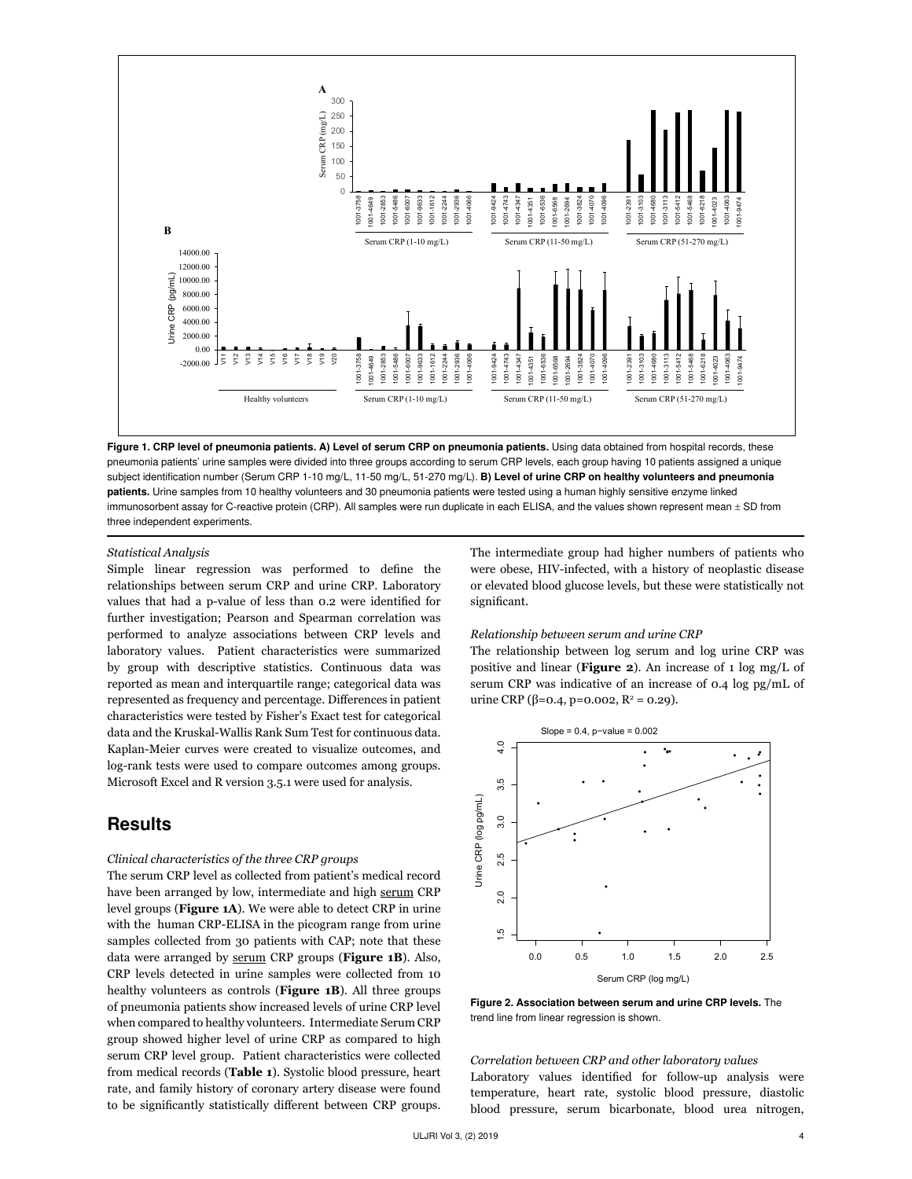**Figure 1. CRP level of pneumonia patients. A) Level of serum CRP on pneumonia patients.** Using data obtained from hospital records, these pneumonia patients' urine samples were divided into three groups according to serum CRP levels, each group having 10 patients assigned a unique subject identification number (Serum CRP 1-10 mg/L, 11-50 mg/L, 51-270 mg/L). **B) Level of urine CRP on healthy volunteers and pneumonia patients.** Urine samples from 10 healthy volunteers and 30 pneumonia patients were tested using a human highly sensitive enzyme linked immunosorbent assay for C-reactive protein (CRP). All samples were run duplicate in each ELISA, and the values shown represent mean ± SD from three independent experiments.

*Statistical Analysis*

Simple linear regression was performed to define the relationships between serum CRP and urine CRP. Laboratory values that had a p-value of less than 0.2 were identified for further investigation; Pearson and Spearman correlation was performed to analyze associations between CRP levels and laboratory values. Patient characteristics were summarized by group with descriptive statistics. Continuous data was reported as mean and interquartile range; categorical data was represented as frequency and percentage. Differences in patient characteristics were tested by Fisher's Exact test for categorical data and the Kruskal-Wallis Rank Sum Test for continuous data. Kaplan-Meier curves were created to visualize outcomes, and log-rank tests were used to compare outcomes among groups. Microsoft Excel and R version 3.5.1 were used for analysis.

## Results

*Clinical characteristics of the three CRP groups*

The serum CRP level as collected from patient's medical record have been arranged by low, intermediate and high serum CRP level groups (**Figure 1A**). We were able to detect CRP in urine with the human CRP-ELISA in the picogram range from urine samples collected from 30 patients with CAP; note that these data were arranged by serum CRP groups (**Figure 1B**). Also, CRP levels detected in urine samples were collected from 10 healthy volunteers as controls (**Figure 1B**). All three groups of pneumonia patients show increased levels of urine CRP level when compared to healthy volunteers. Intermediate Serum CRP group showed higher level of urine CRP as compared to high serum CRP level group. Patient characteristics were collected from medical records (**Table 1**). Systolic blood pressure, heart rate, and family history of coronary artery disease were found to be significantly statistically different between CRP groups. The intermediate group had higher numbers of patients who were obese, HIV-infected, with a history of neoplastic disease or elevated blood glucose levels, but these were statistically not significant.

*Relationship between serum and urine CRP*

The relationship between log serum and log urine CRP was positive and linear (**Figure 2**). An increase of 1 log mg/L of serum CRP was indicative of an increase of 0.4 log pg/mL of urine CRP (β=0.4, p=0.002, $R^2$ = 0.29).

**Figure 2. Association between serum and urine CRP levels.** The trend line from linear regression is shown.

*Correlation between CRP and other laboratory values*

Laboratory values identified for follow-up analysis were temperature, heart rate, systolic blood pressure, diastolic blood pressure, serum bicarbonate, blood urea nitrogen,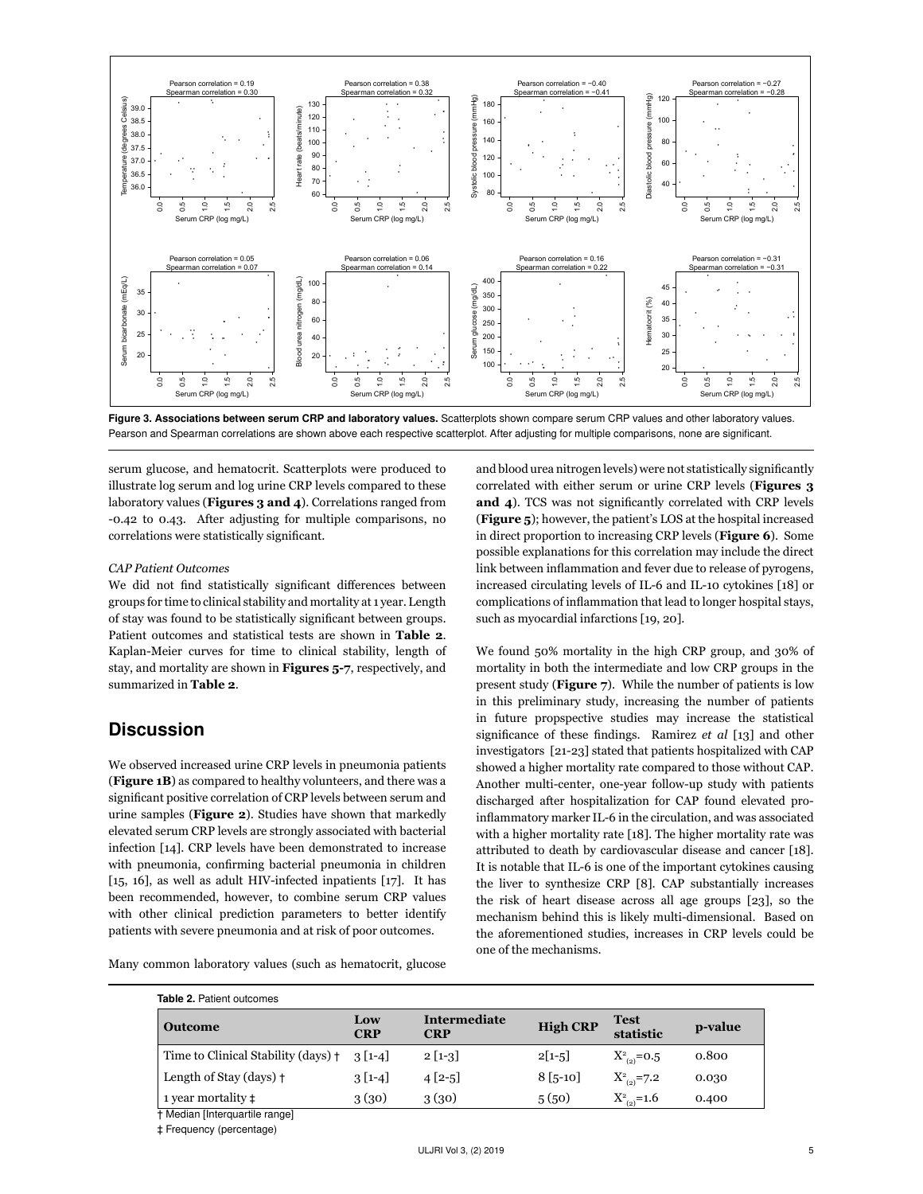Figure 3. **Associations between serum CRP and laboratory values.** Scatterplots shown compare serum CRP values and other laboratory values. Pearson and Spearman correlations are shown above each respective scatterplot. After adjusting for multiple comparisons, none are significant.

serum glucose, and hematocrit. Scatterplots were produced to illustrate log serum and log urine CRP levels compared to these laboratory values (**Figures 3 and 4**). Correlations ranged from -0.42 to 0.43. After adjusting for multiple comparisons, no correlations were statistically significant.

*CAP Patient Outcomes*

We did not find statistically significant differences between groups for time to clinical stability and mortality at 1 year. Length of stay was found to be statistically significant between groups. Patient outcomes and statistical tests are shown in **Table 2**. Kaplan-Meier curves for time to clinical stability, length of stay, and mortality are shown in **Figures 5-7**, respectively, and summarized in **Table 2**.

## Discussion

We observed increased urine CRP levels in pneumonia patients (**Figure 1B**) as compared to healthy volunteers, and there was a significant positive correlation of CRP levels between serum and urine samples (**Figure 2**). Studies have shown that markedly elevated serum CRP levels are strongly associated with bacterial infection [14]. CRP levels have been demonstrated to increase with pneumonia, confirming bacterial pneumonia in children [15, 16], as well as adult HIV-infected inpatients [17]. It has been recommended, however, to combine serum CRP values with other clinical prediction parameters to better identify patients with severe pneumonia and at risk of poor outcomes.

Many common laboratory values (such as hematocrit, glucose and blood urea nitrogen levels) were not statistically significantly correlated with either serum or urine CRP levels (**Figures 3 and 4**). TCS was not significantly correlated with CRP levels (**Figure 5**); however, the patient's LOS at the hospital increased in direct proportion to increasing CRP levels (**Figure 6**). Some possible explanations for this correlation may include the direct link between inflammation and fever due to release of pyrogens, increased circulating levels of IL-6 and IL-10 cytokines [18] or complications of inflammation that lead to longer hospital stays, such as myocardial infarctions [19, 20].

We found 50% mortality in the high CRP group, and 30% of mortality in both the intermediate and low CRP groups in the present study (**Figure 7**). While the number of patients is low in this preliminary study, increasing the number of patients in future propspective studies may increase the statistical significance of these findings. Ramirez *et al* [13] and other investigators [21-23] stated that patients hospitalized with CAP showed a higher mortality rate compared to those without CAP. Another multi-center, one-year follow-up study with patients discharged after hospitalization for CAP found elevated pro-inflammatory marker IL-6 in the circulation, and was associated with a higher mortality rate [18]. The higher mortality rate was attributed to death by cardiovascular disease and cancer [18]. It is notable that IL-6 is one of the important cytokines causing the liver to synthesize CRP [8]. CAP substantially increases the risk of heart disease across all age groups [23], so the mechanism behind this is likely multi-dimensional. Based on the aforementioned studies, increases in CRP levels could be one of the mechanisms.

**Table 2.** Patient outcomes

| Outcome | Low CRP | Intermediate CRP | High CRP | Test statistic | p-value |
|---|---|---|---|---|---|
| Time to Clinical Stability (days) † | 3 [1-4] | 2 [1-3] | 2[1-5] | $X^2_{(2)}=0.5$ | 0.800 |
| Length of Stay (days) † | 3 [1-4] | 4 [2-5] | 8 [5-10] | $X^2_{(2)}=7.2$ | 0.030 |
| 1 year mortality ‡ | 3 (30) | 3 (30) | 5 (50) | $X^2_{(2)}=1.6$ | 0.400 |

† Median [Interquartile range]

‡ Frequency (percentage)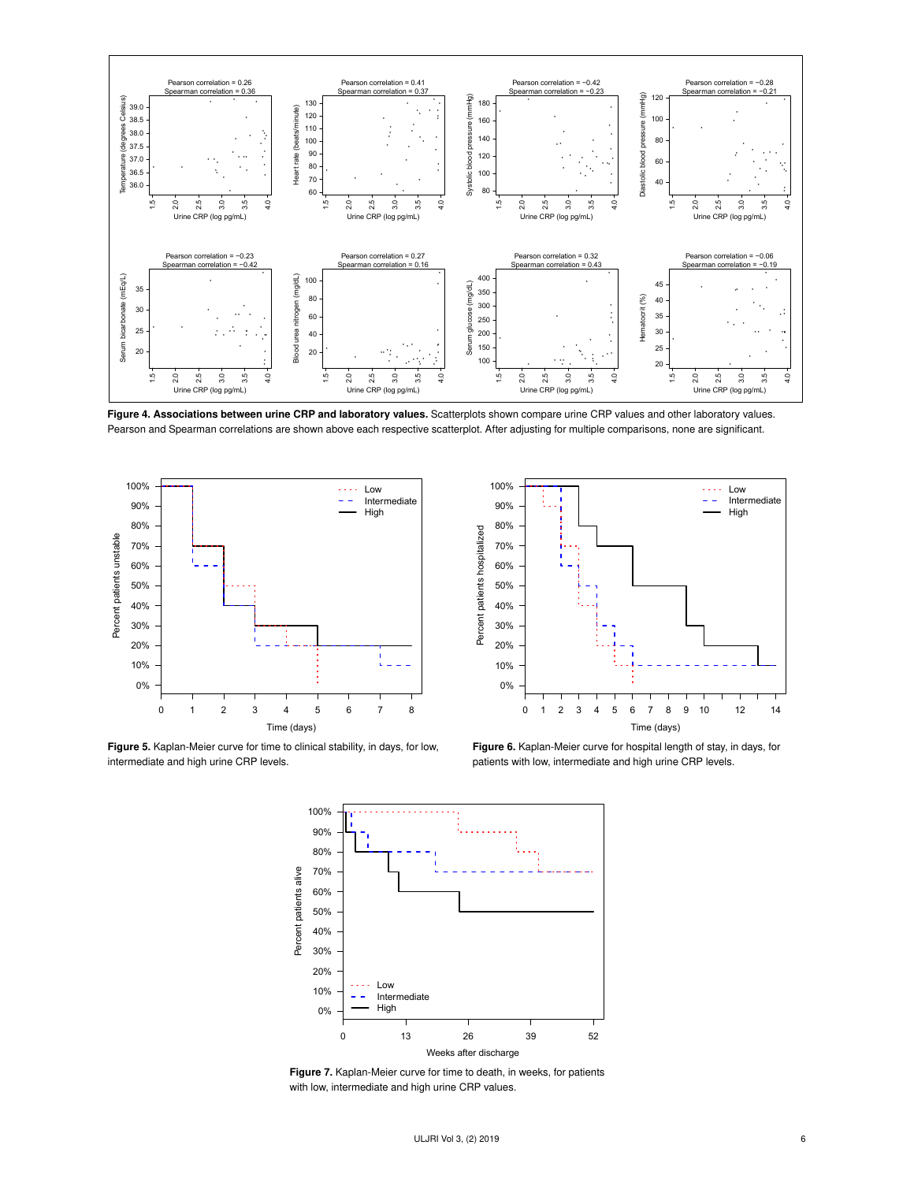**Figure 4. Associations between urine CRP and laboratory values.** Scatterplots shown compare urine CRP values and other laboratory values. Pearson and Spearman correlations are shown above each respective scatterplot. After adjusting for multiple comparisons, none are significant.

**Figure 5.** Kaplan-Meier curve for time to clinical stability, in days, for low, intermediate and high urine CRP levels.

**Figure 6.** Kaplan-Meier curve for hospital length of stay, in days, for patients with low, intermediate and high urine CRP levels.

**Figure 7.** Kaplan-Meier curve for time to death, in weeks, for patients with low, intermediate and high urine CRP values.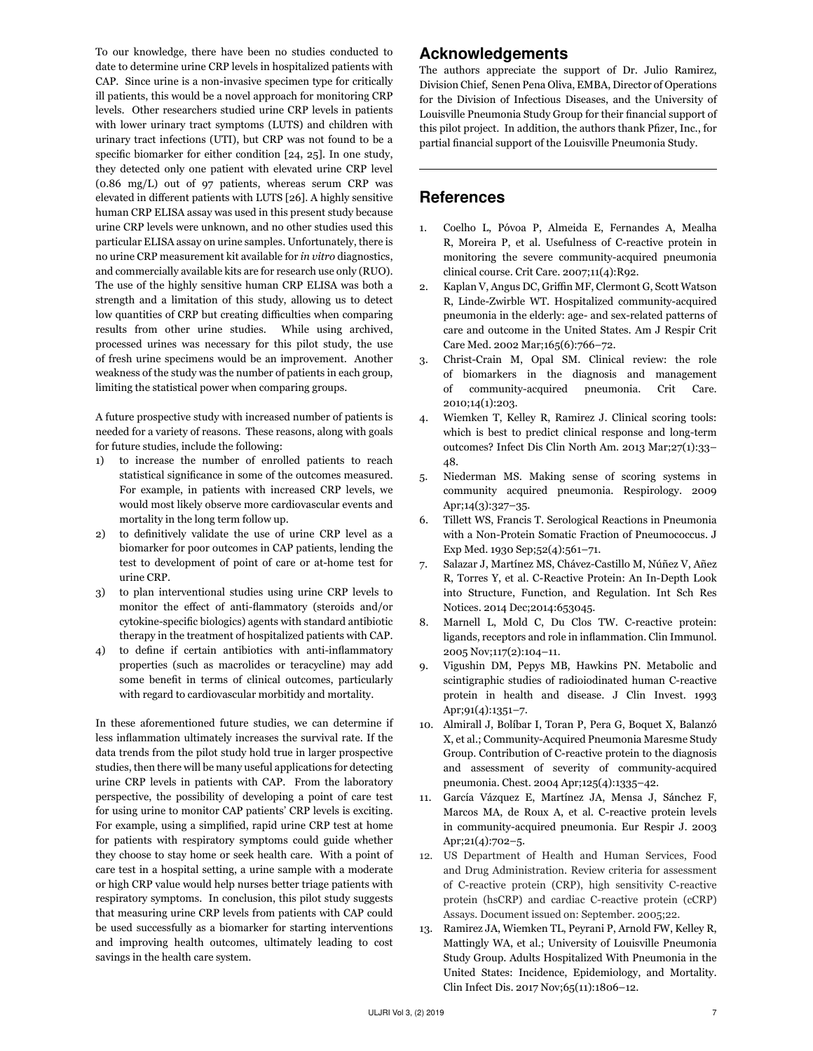To our knowledge, there have been no studies conducted to date to determine urine CRP levels in hospitalized patients with CAP. Since urine is a non-invasive specimen type for critically ill patients, this would be a novel approach for monitoring CRP levels. Other researchers studied urine CRP levels in patients with lower urinary tract symptoms (LUTS) and children with urinary tract infections (UTI), but CRP was not found to be a specific biomarker for either condition [24, 25]. In one study, they detected only one patient with elevated urine CRP level (0.86 mg/L) out of 97 patients, whereas serum CRP was elevated in different patients with LUTS [26]. A highly sensitive human CRP ELISA assay was used in this present study because urine CRP levels were unknown, and no other studies used this particular ELISA assay on urine samples. Unfortunately, there is no urine CRP measurement kit available for *in vitro* diagnostics, and commercially available kits are for research use only (RUO). The use of the highly sensitive human CRP ELISA was both a strength and a limitation of this study, allowing us to detect low quantities of CRP but creating difficulties when comparing results from other urine studies. While using archived, processed urines was necessary for this pilot study, the use of fresh urine specimens would be an improvement. Another weakness of the study was the number of patients in each group, limiting the statistical power when comparing groups.

A future prospective study with increased number of patients is needed for a variety of reasons. These reasons, along with goals for future studies, include the following:

1) to increase the number of enrolled patients to reach statistical significance in some of the outcomes measured. For example, in patients with increased CRP levels, we would most likely observe more cardiovascular events and mortality in the long term follow up.
2) to definitively validate the use of urine CRP level as a biomarker for poor outcomes in CAP patients, lending the test to development of point of care or at-home test for urine CRP.
3) to plan interventional studies using urine CRP levels to monitor the effect of anti-flammatory (steroids and/or cytokine-specific biologics) agents with standard antibiotic therapy in the treatment of hospitalized patients with CAP.
4) to define if certain antibiotics with anti-inflammatory properties (such as macrolides or teracycline) may add some benefit in terms of clinical outcomes, particularly with regard to cardiovascular morbitidy and mortality.

In these aforementioned future studies, we can determine if less inflammation ultimately increases the survival rate. If the data trends from the pilot study hold true in larger prospective studies, then there will be many useful applications for detecting urine CRP levels in patients with CAP. From the laboratory perspective, the possibility of developing a point of care test for using urine to monitor CAP patients' CRP levels is exciting. For example, using a simplified, rapid urine CRP test at home for patients with respiratory symptoms could guide whether they choose to stay home or seek health care. With a point of care test in a hospital setting, a urine sample with a moderate or high CRP value would help nurses better triage patients with respiratory symptoms. In conclusion, this pilot study suggests that measuring urine CRP levels from patients with CAP could be used successfully as a biomarker for starting interventions and improving health outcomes, ultimately leading to cost savings in the health care system.

## Acknowledgements

The authors appreciate the support of Dr. Julio Ramirez, Division Chief, Senen Pena Oliva, EMBA, Director of Operations for the Division of Infectious Diseases, and the University of Louisville Pneumonia Study Group for their financial support of this pilot project. In addition, the authors thank Pfizer, Inc., for partial financial support of the Louisville Pneumonia Study.

## References

1. Coelho L, Póvoa P, Almeida E, Fernandes A, Mealha R, Moreira P, et al. Usefulness of C-reactive protein in monitoring the severe community-acquired pneumonia clinical course. Crit Care. 2007;11(4):R92.
2. Kaplan V, Angus DC, Griffin MF, Clermont G, Scott Watson R, Linde-Zwirble WT. Hospitalized community-acquired pneumonia in the elderly: age- and sex-related patterns of care and outcome in the United States. Am J Respir Crit Care Med. 2002 Mar;165(6):766–72.
3. Christ-Crain M, Opal SM. Clinical review: the role of biomarkers in the diagnosis and management of community-acquired pneumonia. Crit Care. 2010;14(1):203.
4. Wiemken T, Kelley R, Ramirez J. Clinical scoring tools: which is best to predict clinical response and long-term outcomes? Infect Dis Clin North Am. 2013 Mar;27(1):33–48.
5. Niederman MS. Making sense of scoring systems in community acquired pneumonia. Respirology. 2009 Apr;14(3):327–35.
6. Tillett WS, Francis T. Serological Reactions in Pneumonia with a Non-Protein Somatic Fraction of Pneumococcus. J Exp Med. 1930 Sep;52(4):561–71.
7. Salazar J, Martínez MS, Chávez-Castillo M, Núñez V, Añez R, Torres Y, et al. C-Reactive Protein: An In-Depth Look into Structure, Function, and Regulation. Int Sch Res Notices. 2014 Dec;2014:653045.
8. Marnell L, Mold C, Du Clos TW. C-reactive protein: ligands, receptors and role in inflammation. Clin Immunol. 2005 Nov;117(2):104–11.
9. Vigushin DM, Pepys MB, Hawkins PN. Metabolic and scintigraphic studies of radioiodinated human C-reactive protein in health and disease. J Clin Invest. 1993 Apr;91(4):1351–7.
10. Almirall J, Bolíbar I, Toran P, Pera G, Boquet X, Balanzó X, et al.; Community-Acquired Pneumonia Maresme Study Group. Contribution of C-reactive protein to the diagnosis and assessment of severity of community-acquired pneumonia. Chest. 2004 Apr;125(4):1335–42.
11. García Vázquez E, Martínez JA, Mensa J, Sánchez F, Marcos MA, de Roux A, et al. C-reactive protein levels in community-acquired pneumonia. Eur Respir J. 2003 Apr;21(4):702–5.
12. US Department of Health and Human Services, Food and Drug Administration. Review criteria for assessment of C-reactive protein (CRP), high sensitivity C-reactive protein (hsCRP) and cardiac C-reactive protein (cCRP) Assays. Document issued on: September. 2005;22.
13. Ramirez JA, Wiemken TL, Peyrani P, Arnold FW, Kelley R, Mattingly WA, et al.; University of Louisville Pneumonia Study Group. Adults Hospitalized With Pneumonia in the United States: Incidence, Epidemiology, and Mortality. Clin Infect Dis. 2017 Nov;65(11):1806–12.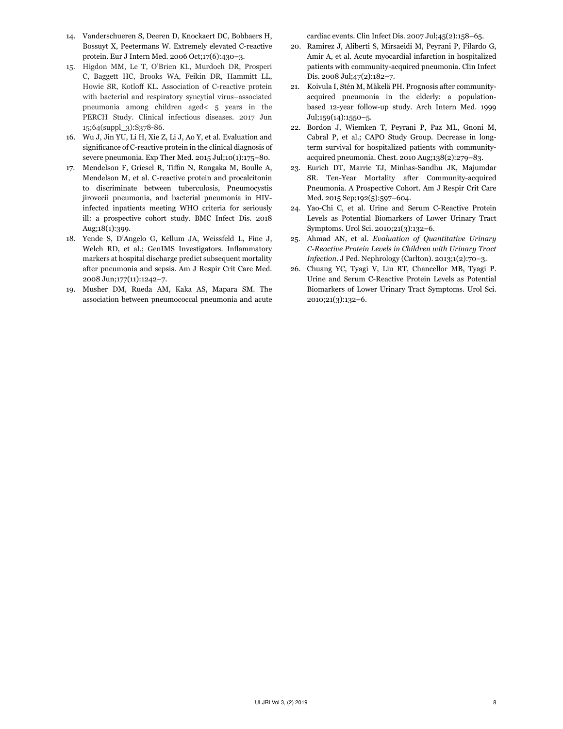14. Vanderschueren S, Deeren D, Knockaert DC, Bobbaers H, Bossuyt X, Peetermans W. Extremely elevated C-reactive protein. Eur J Intern Med. 2006 Oct;17(6):430–3.
15. Higdon MM, Le T, O'Brien KL, Murdoch DR, Prosperi C, Baggett HC, Brooks WA, Feikin DR, Hammitt LL, Howie SR, Kotloff KL. Association of C-reactive protein with bacterial and respiratory syncytial virus–associated pneumonia among children aged< 5 years in the PERCH Study. Clinical infectious diseases. 2017 Jun 15;64(suppl_3):S378-86.
16. Wu J, Jin YU, Li H, Xie Z, Li J, Ao Y, et al. Evaluation and significance of C-reactive protein in the clinical diagnosis of severe pneumonia. Exp Ther Med. 2015 Jul;10(1):175–80.
17. Mendelson F, Griesel R, Tiffin N, Rangaka M, Boulle A, Mendelson M, et al. C-reactive protein and procalcitonin to discriminate between tuberculosis, Pneumocystis jirovecii pneumonia, and bacterial pneumonia in HIV-infected inpatients meeting WHO criteria for seriously ill: a prospective cohort study. BMC Infect Dis. 2018 Aug;18(1):399.
18. Yende S, D'Angelo G, Kellum JA, Weissfeld L, Fine J, Welch RD, et al.; GenIMS Investigators. Inflammatory markers at hospital discharge predict subsequent mortality after pneumonia and sepsis. Am J Respir Crit Care Med. 2008 Jun;177(11):1242–7.
19. Musher DM, Rueda AM, Kaka AS, Mapara SM. The association between pneumococcal pneumonia and acute cardiac events. Clin Infect Dis. 2007 Jul;45(2):158–65.
20. Ramirez J, Aliberti S, Mirsaeidi M, Peyrani P, Filardo G, Amir A, et al. Acute myocardial infarction in hospitalized patients with community-acquired pneumonia. Clin Infect Dis. 2008 Jul;47(2):182–7.
21. Koivula I, Stén M, Mäkelä PH. Prognosis after community-acquired pneumonia in the elderly: a population-based 12-year follow-up study. Arch Intern Med. 1999 Jul;159(14):1550–5.
22. Bordon J, Wiemken T, Peyrani P, Paz ML, Gnoni M, Cabral P, et al.; CAPO Study Group. Decrease in long-term survival for hospitalized patients with community-acquired pneumonia. Chest. 2010 Aug;138(2):279–83.
23. Eurich DT, Marrie TJ, Minhas-Sandhu JK, Majumdar SR. Ten-Year Mortality after Community-acquired Pneumonia. A Prospective Cohort. Am J Respir Crit Care Med. 2015 Sep;192(5):597–604.
24. Yao-Chi C, et al. Urine and Serum C-Reactive Protein Levels as Potential Biomarkers of Lower Urinary Tract Symptoms. Urol Sci. 2010;21(3):132–6.
25. Ahmad AN, et al. *Evaluation of Quantitative Urinary C-Reactive Protein Levels in Children with Urinary Tract Infection*. J Ped. Nephrology (Carlton). 2013;1(2):70–3.
26. Chuang YC, Tyagi V, Liu RT, Chancellor MB, Tyagi P. Urine and Serum C-Reactive Protein Levels as Potential Biomarkers of Lower Urinary Tract Symptoms. Urol Sci. 2010;21(3):132–6.